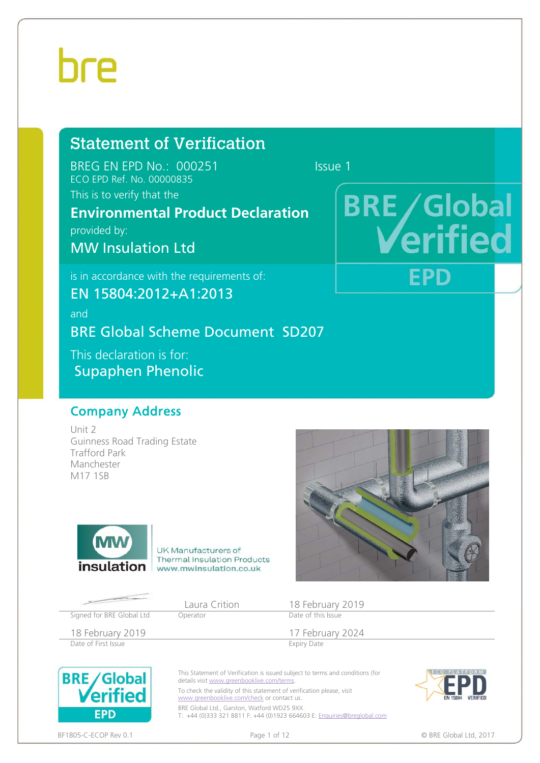bre

# Statement of Verification

BREG EN EPD No.: 000251 Issue 1

ECO EPD Ref. No. 00000835

This is to verify that the

**Environmental Product Declaration**

provided by:

## MW Insulation Ltd

BRE Global Verified EPD

is in accordance with the requirements of:

## EN 15804:2012+A1:2013

and

## BRE Global Scheme Document SD207

This declaration is for:

## Supaphen Phenolic

## Company Address

Unit 2
Guinness Road Trading Estate
Trafford Park
Manchester
M17 1SB

MW insulation — UK Manufacturers of Thermal Insulation Products — www.mwinsulation.co.uk

| | Laura Crition | 18 February 2019 |
|---|---|---|
| Signed for BRE Global Ltd | Operator | Date of this Issue |
| 18 February 2019 | | 17 February 2024 |
| Date of First Issue | | Expiry Date |

BRE Global Verified EPD

This Statement of Verification is issued subject to terms and conditions (for details visit www.greenbooklive.com/terms.

To check the validity of this statement of verification please, visit www.greenbooklive.com/check or contact us.

BRE Global Ltd., Garston, Watford WD25 9XX.
T: +44 (0)333 321 8811 F: +44 (0)1923 664603 E: Enquiries@breglobal.com

ECO PLATFORM EPD EN 15804 VERIFIED

BF1805-C-ECOP Rev 0.1

© BRE Global Ltd, 2017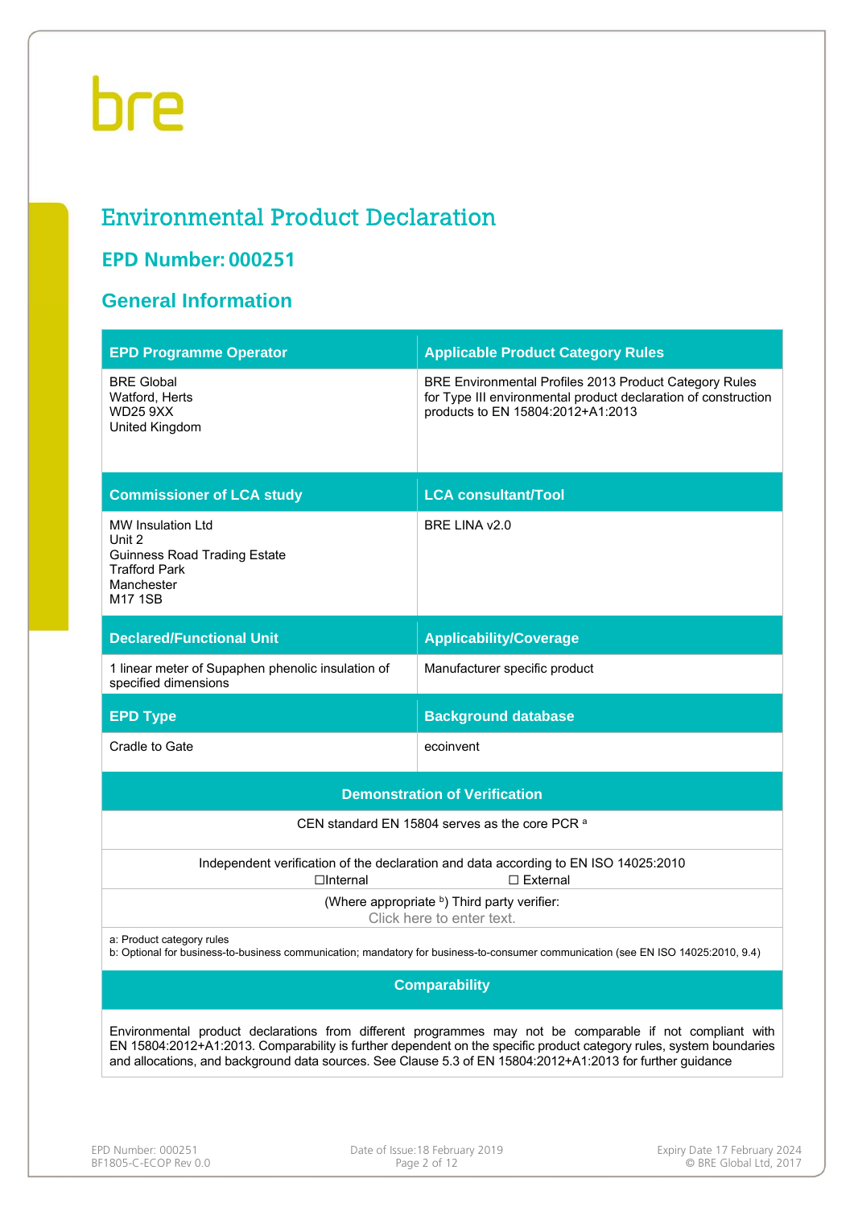bre

# Environmental Product Declaration

## EPD Number: 000251

## General Information

| EPD Programme Operator | Applicable Product Category Rules |
|---|---|
| BRE Global<br>Watford, Herts<br>WD25 9XX<br>United Kingdom | BRE Environmental Profiles 2013 Product Category Rules for Type III environmental product declaration of construction products to EN 15804:2012+A1:2013 |
| **Commissioner of LCA study** | **LCA consultant/Tool** |
| MW Insulation Ltd<br>Unit 2<br>Guinness Road Trading Estate<br>Trafford Park<br>Manchester<br>M17 1SB | BRE LINA v2.0 |
| **Declared/Functional Unit** | **Applicability/Coverage** |
| 1 linear meter of Supaphen phenolic insulation of specified dimensions | Manufacturer specific product |
| **EPD Type** | **Background database** |
| Cradle to Gate | ecoinvent |

| Demonstration of Verification |
|---|
| CEN standard EN 15804 serves as the core PCR [a] |
| Independent verification of the declaration and data according to EN ISO 14025:2010<br>☐Internal ☐ External |
| (Where appropriate [b]) Third party verifier:<br>Click here to enter text. |
| a: Product category rules<br>b: Optional for business-to-business communication; mandatory for business-to-consumer communication (see EN ISO 14025:2010, 9.4) |

| Comparability |
|---|
| Environmental product declarations from different programmes may not be comparable if not compliant with EN 15804:2012+A1:2013. Comparability is further dependent on the specific product category rules, system boundaries and allocations, and background data sources. See Clause 5.3 of EN 15804:2012+A1:2013 for further guidance |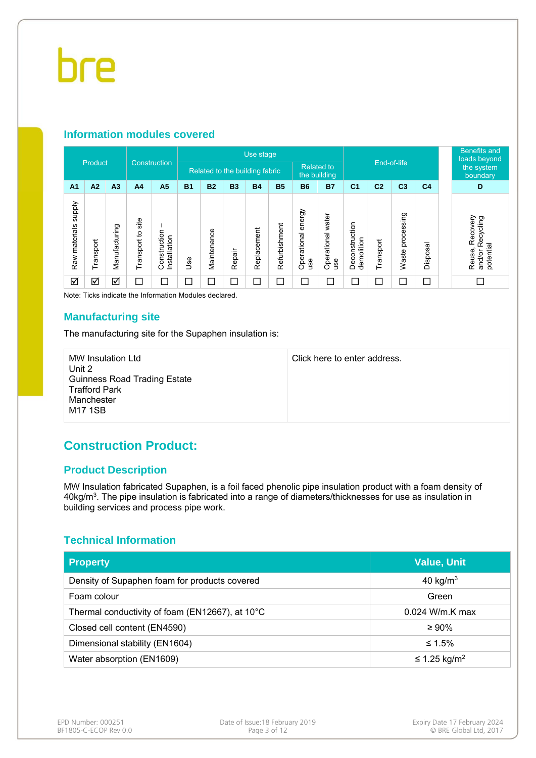## Information modules covered

| Product | | | Construction | | Use stage | | | | | | | End-of-life | | | | Benefits and loads beyond the system boundary |
|---|---|---|---|---|---|---|---|---|---|---|---|---|---|---|---|---|
| | | | | | Related to the building fabric | | | | | Related to the building | | | | | | |
| A1 | A2 | A3 | A4 | A5 | B1 | B2 | B3 | B4 | B5 | B6 | B7 | C1 | C2 | C3 | C4 | D |
| Raw materials supply | Transport | Manufacturing | Transport to site | Construction – Installation | Use | Maintenance | Repair | Replacement | Refurbishment | Operational energy use | Operational water use | Deconstruction demolition | Transport | Waste processing | Disposal | Reuse, Recovery and/or Recycling potential |
| ☑ | ☑ | ☑ | ☐ | ☐ | ☐ | ☐ | ☐ | ☐ | ☐ | ☐ | ☐ | ☐ | ☐ | ☐ | ☐ | ☐ |

Note: Ticks indicate the Information Modules declared.

## Manufacturing site

The manufacturing site for the Supaphen insulation is:

| | |
|---|---|
| MW Insulation Ltd<br>Unit 2<br>Guinness Road Trading Estate<br>Trafford Park<br>Manchester<br>M17 1SB | Click here to enter address. |

# Construction Product:

## Product Description

MW Insulation fabricated Supaphen, is a foil faced phenolic pipe insulation product with a foam density of 40kg/m$^3$. The pipe insulation is fabricated into a range of diameters/thicknesses for use as insulation in building services and process pipe work.

## Technical Information

| Property | Value, Unit |
|---|---|
| Density of Supaphen foam for products covered | 40 kg/m$^3$ |
| Foam colour | Green |
| Thermal conductivity of foam (EN12667), at 10°C | 0.024 W/m.K max |
| Closed cell content (EN4590) | ≥ 90% |
| Dimensional stability (EN1604) | ≤ 1.5% |
| Water absorption (EN1609) | ≤ 1.25 kg/m$^2$ |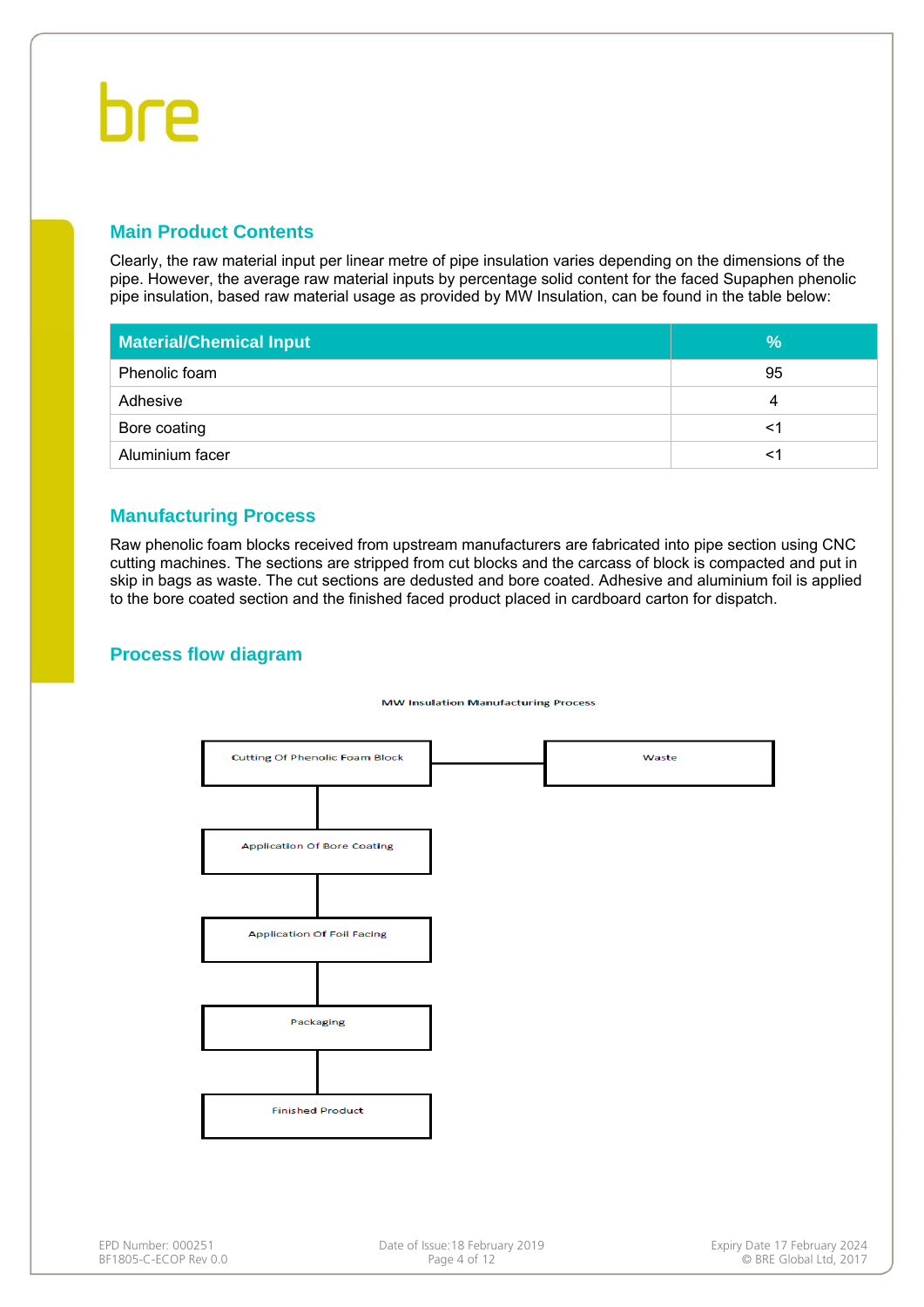## Main Product Contents

Clearly, the raw material input per linear metre of pipe insulation varies depending on the dimensions of the pipe. However, the average raw material inputs by percentage solid content for the faced Supaphen phenolic pipe insulation, based raw material usage as provided by MW Insulation, can be found in the table below:

| Material/Chemical Input | % |
|---|---|
| Phenolic foam | 95 |
| Adhesive | 4 |
| Bore coating | <1 |
| Aluminium facer | <1 |

## Manufacturing Process

Raw phenolic foam blocks received from upstream manufacturers are fabricated into pipe section using CNC cutting machines. The sections are stripped from cut blocks and the carcass of block is compacted and put in skip in bags as waste. The cut sections are dedusted and bore coated. Adhesive and aluminium foil is applied to the bore coated section and the finished faced product placed in cardboard carton for dispatch.

## Process flow diagram

MW Insulation Manufacturing Process

Cutting Of Phenolic Foam Block → Waste

Cutting Of Phenolic Foam Block → Application Of Bore Coating → Application Of Foil Facing → Packaging → Finished Product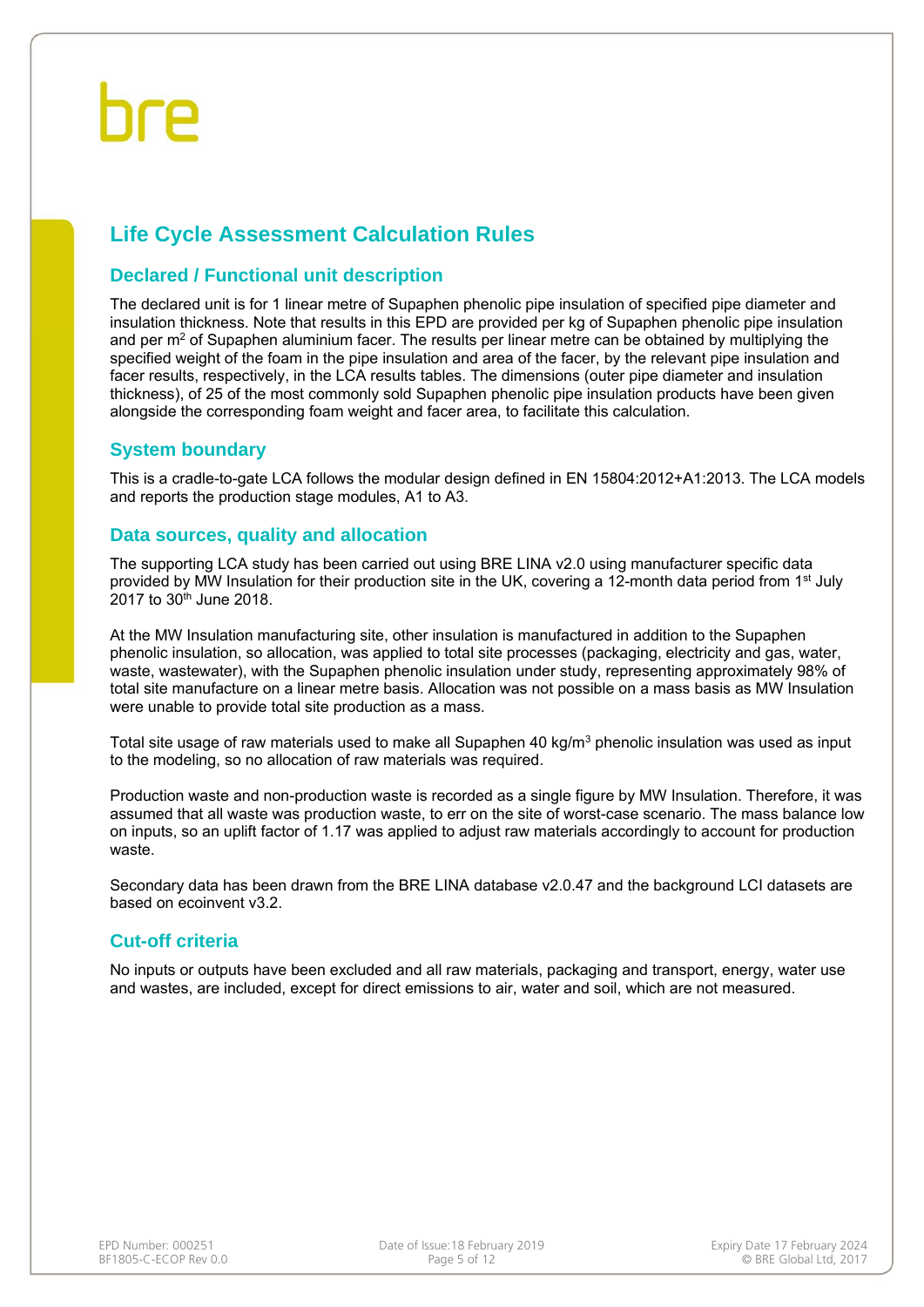## Life Cycle Assessment Calculation Rules

### Declared / Functional unit description

The declared unit is for 1 linear metre of Supaphen phenolic pipe insulation of specified pipe diameter and insulation thickness. Note that results in this EPD are provided per kg of Supaphen phenolic pipe insulation and per $m^2$ of Supaphen aluminium facer. The results per linear metre can be obtained by multiplying the specified weight of the foam in the pipe insulation and area of the facer, by the relevant pipe insulation and facer results, respectively, in the LCA results tables. The dimensions (outer pipe diameter and insulation thickness), of 25 of the most commonly sold Supaphen phenolic pipe insulation products have been given alongside the corresponding foam weight and facer area, to facilitate this calculation.

### System boundary

This is a cradle-to-gate LCA follows the modular design defined in EN 15804:2012+A1:2013. The LCA models and reports the production stage modules, A1 to A3.

### Data sources, quality and allocation

The supporting LCA study has been carried out using BRE LINA v2.0 using manufacturer specific data provided by MW Insulation for their production site in the UK, covering a 12-month data period from 1st July 2017 to 30th June 2018.

At the MW Insulation manufacturing site, other insulation is manufactured in addition to the Supaphen phenolic insulation, so allocation, was applied to total site processes (packaging, electricity and gas, water, waste, wastewater), with the Supaphen phenolic insulation under study, representing approximately 98% of total site manufacture on a linear metre basis. Allocation was not possible on a mass basis as MW Insulation were unable to provide total site production as a mass.

Total site usage of raw materials used to make all Supaphen 40 kg/$m^3$ phenolic insulation was used as input to the modeling, so no allocation of raw materials was required.

Production waste and non-production waste is recorded as a single figure by MW Insulation. Therefore, it was assumed that all waste was production waste, to err on the site of worst-case scenario. The mass balance low on inputs, so an uplift factor of 1.17 was applied to adjust raw materials accordingly to account for production waste.

Secondary data has been drawn from the BRE LINA database v2.0.47 and the background LCI datasets are based on ecoinvent v3.2.

### Cut-off criteria

No inputs or outputs have been excluded and all raw materials, packaging and transport, energy, water use and wastes, are included, except for direct emissions to air, water and soil, which are not measured.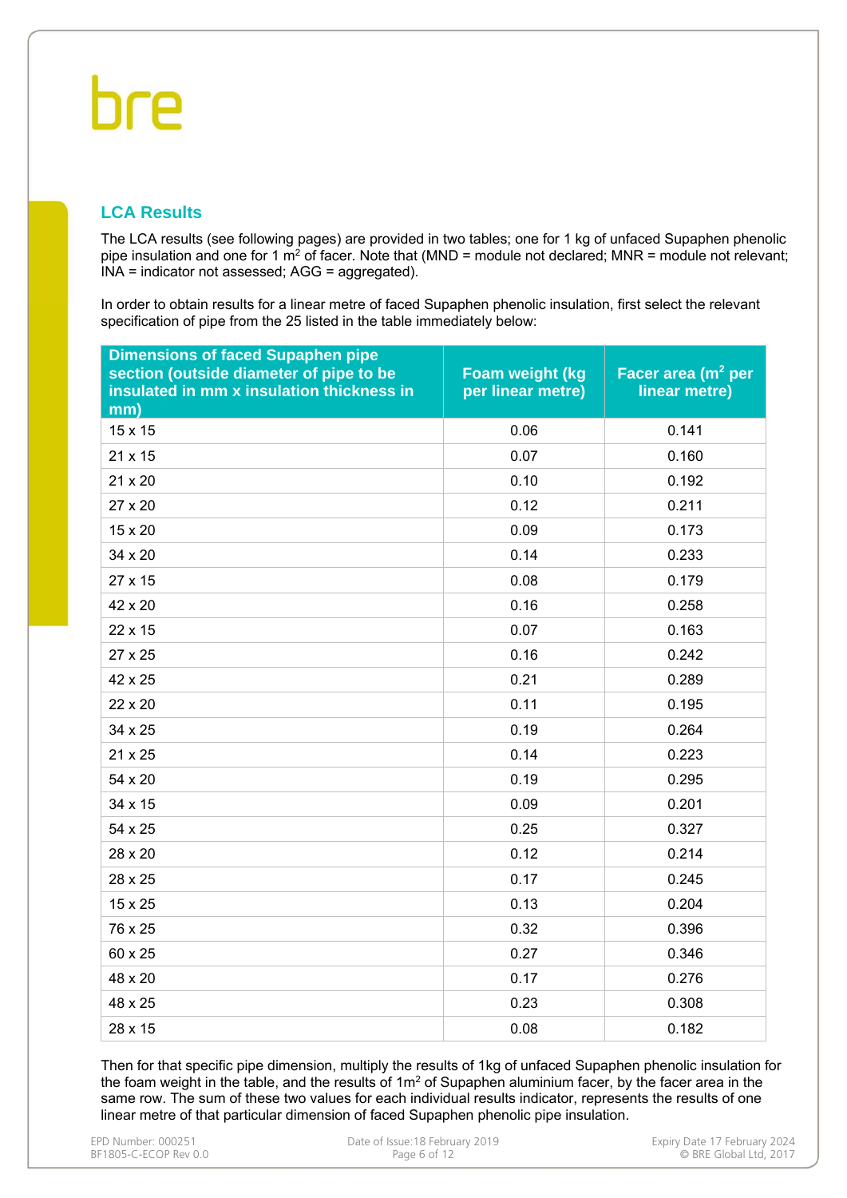## LCA Results

The LCA results (see following pages) are provided in two tables; one for 1 kg of unfaced Supaphen phenolic pipe insulation and one for 1 $m^2$ of facer. Note that (MND = module not declared; MNR = module not relevant; INA = indicator not assessed; AGG = aggregated).

In order to obtain results for a linear metre of faced Supaphen phenolic insulation, first select the relevant specification of pipe from the 25 listed in the table immediately below:

| Dimensions of faced Supaphen pipe section (outside diameter of pipe to be insulated in mm x insulation thickness in mm) | Foam weight (kg per linear metre) | Facer area ($m^2$ per linear metre) |
|---|---|---|
| 15 x 15 | 0.06 | 0.141 |
| 21 x 15 | 0.07 | 0.160 |
| 21 x 20 | 0.10 | 0.192 |
| 27 x 20 | 0.12 | 0.211 |
| 15 x 20 | 0.09 | 0.173 |
| 34 x 20 | 0.14 | 0.233 |
| 27 x 15 | 0.08 | 0.179 |
| 42 x 20 | 0.16 | 0.258 |
| 22 x 15 | 0.07 | 0.163 |
| 27 x 25 | 0.16 | 0.242 |
| 42 x 25 | 0.21 | 0.289 |
| 22 x 20 | 0.11 | 0.195 |
| 34 x 25 | 0.19 | 0.264 |
| 21 x 25 | 0.14 | 0.223 |
| 54 x 20 | 0.19 | 0.295 |
| 34 x 15 | 0.09 | 0.201 |
| 54 x 25 | 0.25 | 0.327 |
| 28 x 20 | 0.12 | 0.214 |
| 28 x 25 | 0.17 | 0.245 |
| 15 x 25 | 0.13 | 0.204 |
| 76 x 25 | 0.32 | 0.396 |
| 60 x 25 | 0.27 | 0.346 |
| 48 x 20 | 0.17 | 0.276 |
| 48 x 25 | 0.23 | 0.308 |
| 28 x 15 | 0.08 | 0.182 |

Then for that specific pipe dimension, multiply the results of 1kg of unfaced Supaphen phenolic insulation for the foam weight in the table, and the results of 1$m^2$ of Supaphen aluminium facer, by the facer area in the same row. The sum of these two values for each individual results indicator, represents the results of one linear metre of that particular dimension of faced Supaphen phenolic pipe insulation.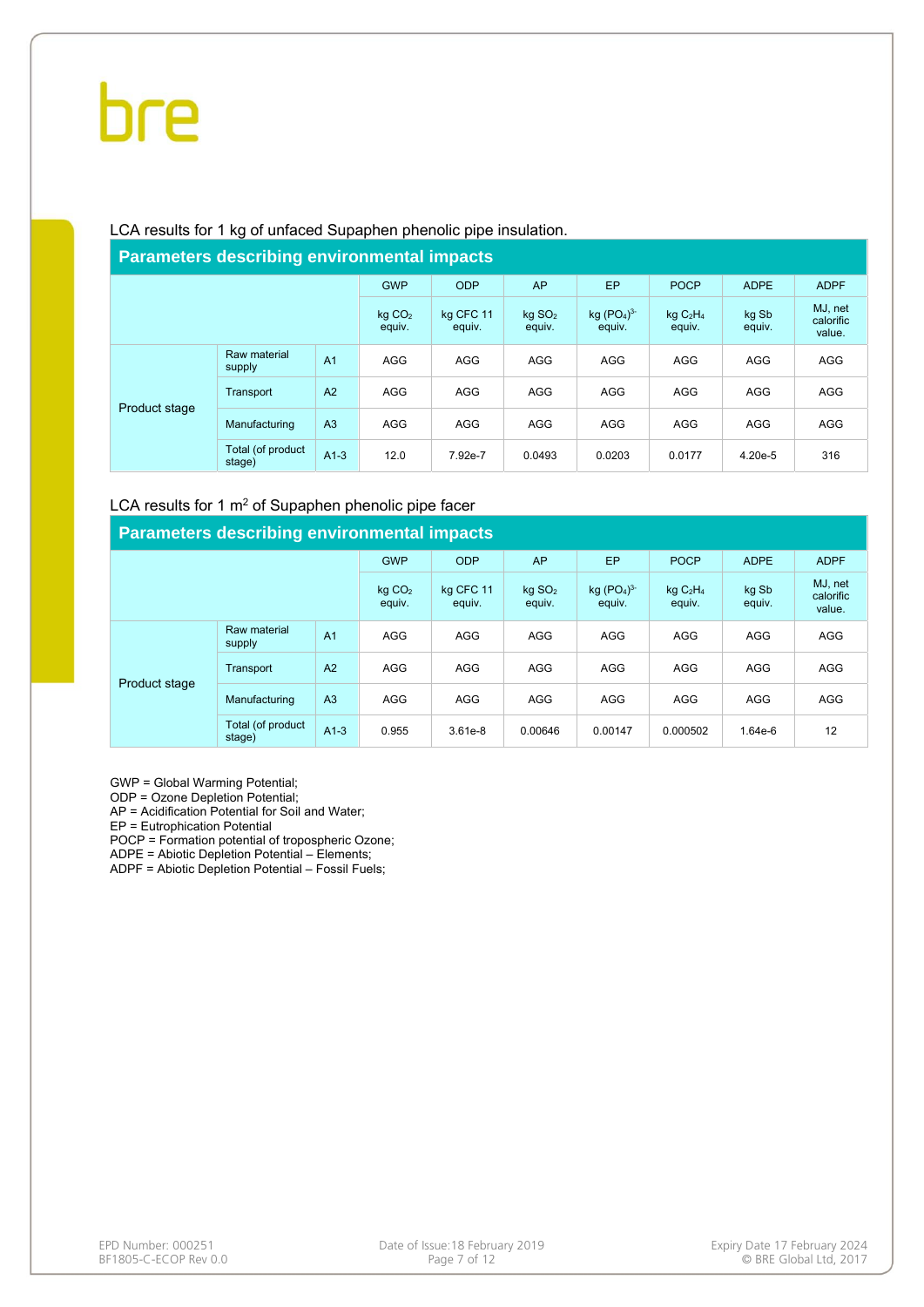LCA results for 1 kg of unfaced Supaphen phenolic pipe insulation.

| Parameters describing environmental impacts | | | | | | | | | |
|---|---|---|---|---|---|---|---|---|---|
| | | | GWP | ODP | AP | EP | POCP | ADPE | ADPF |
| | | | kg $CO_2$ equiv. | kg CFC 11 equiv. | kg $SO_2$ equiv. | kg $(PO_4)^{3-}$ equiv. | kg $C_2H_4$ equiv. | kg Sb equiv. | MJ, net calorific value. |
| Product stage | Raw material supply | A1 | AGG | AGG | AGG | AGG | AGG | AGG | AGG |
| | Transport | A2 | AGG | AGG | AGG | AGG | AGG | AGG | AGG |
| | Manufacturing | A3 | AGG | AGG | AGG | AGG | AGG | AGG | AGG |
| | Total (of product stage) | A1-3 | 12.0 | 7.92e-7 | 0.0493 | 0.0203 | 0.0177 | 4.20e-5 | 316 |

LCA results for 1 $m^2$ of Supaphen phenolic pipe facer

| Parameters describing environmental impacts | | | | | | | | | |
|---|---|---|---|---|---|---|---|---|---|
| | | | GWP | ODP | AP | EP | POCP | ADPE | ADPF |
| | | | kg $CO_2$ equiv. | kg CFC 11 equiv. | kg $SO_2$ equiv. | kg $(PO_4)^{3-}$ equiv. | kg $C_2H_4$ equiv. | kg Sb equiv. | MJ, net calorific value. |
| Product stage | Raw material supply | A1 | AGG | AGG | AGG | AGG | AGG | AGG | AGG |
| | Transport | A2 | AGG | AGG | AGG | AGG | AGG | AGG | AGG |
| | Manufacturing | A3 | AGG | AGG | AGG | AGG | AGG | AGG | AGG |
| | Total (of product stage) | A1-3 | 0.955 | 3.61e-8 | 0.00646 | 0.00147 | 0.000502 | 1.64e-6 | 12 |

GWP = Global Warming Potential;
ODP = Ozone Depletion Potential;
AP = Acidification Potential for Soil and Water;
EP = Eutrophication Potential
POCP = Formation potential of tropospheric Ozone;
ADPE = Abiotic Depletion Potential – Elements;
ADPF = Abiotic Depletion Potential – Fossil Fuels;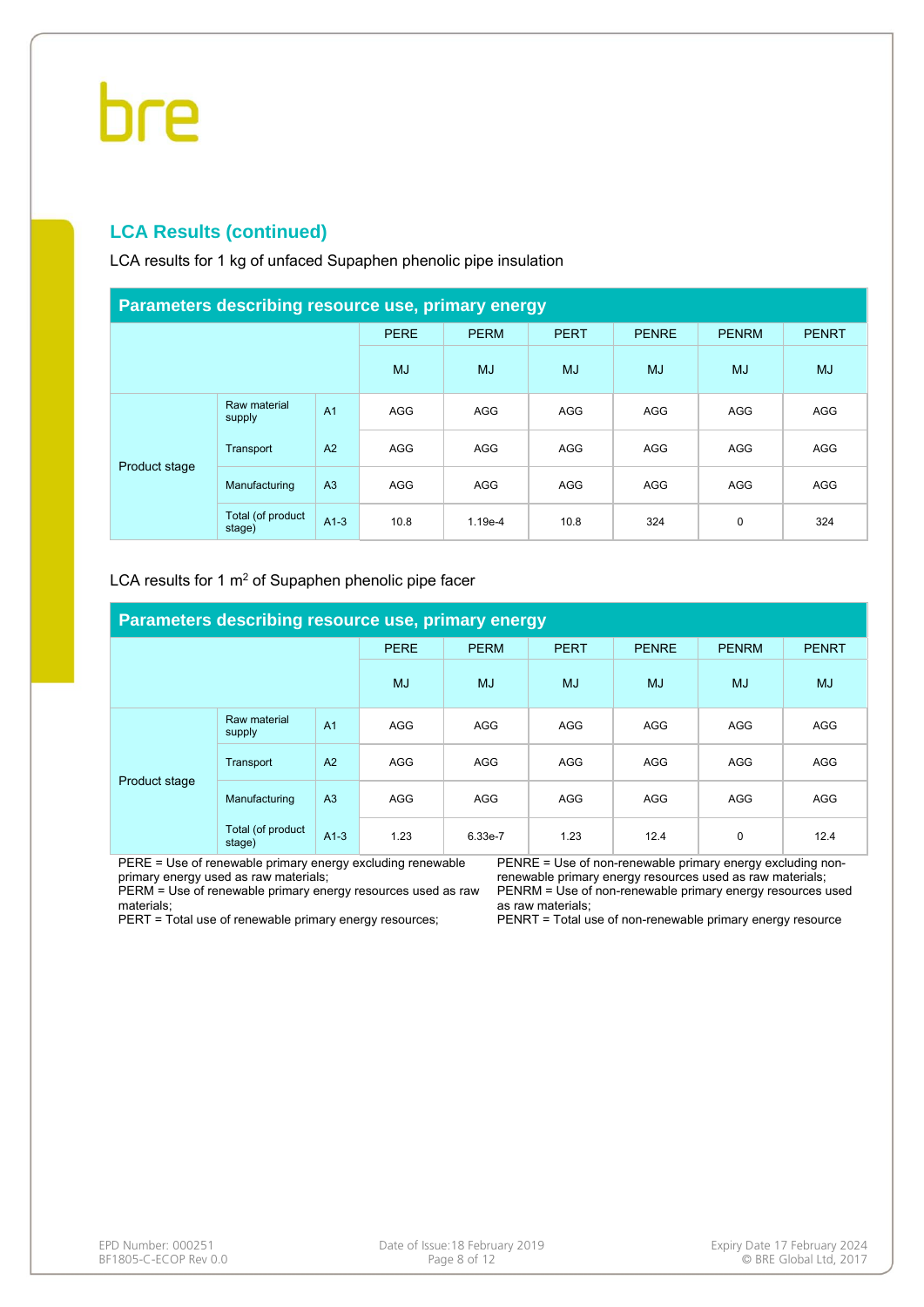## LCA Results (continued)

LCA results for 1 kg of unfaced Supaphen phenolic pipe insulation

| Parameters describing resource use, primary energy | | | | | | | | |
|---|---|---|---|---|---|---|---|---|
| | | | PERE | PERM | PERT | PENRE | PENRM | PENRT |
| | | | MJ | MJ | MJ | MJ | MJ | MJ |
| Product stage | Raw material supply | A1 | AGG | AGG | AGG | AGG | AGG | AGG |
| | Transport | A2 | AGG | AGG | AGG | AGG | AGG | AGG |
| | Manufacturing | A3 | AGG | AGG | AGG | AGG | AGG | AGG |
| | Total (of product stage) | A1-3 | 10.8 | 1.19e-4 | 10.8 | 324 | 0 | 324 |

LCA results for 1 m² of Supaphen phenolic pipe facer

| Parameters describing resource use, primary energy | | | | | | | | |
|---|---|---|---|---|---|---|---|---|
| | | | PERE | PERM | PERT | PENRE | PENRM | PENRT |
| | | | MJ | MJ | MJ | MJ | MJ | MJ |
| Product stage | Raw material supply | A1 | AGG | AGG | AGG | AGG | AGG | AGG |
| | Transport | A2 | AGG | AGG | AGG | AGG | AGG | AGG |
| | Manufacturing | A3 | AGG | AGG | AGG | AGG | AGG | AGG |
| | Total (of product stage) | A1-3 | 1.23 | 6.33e-7 | 1.23 | 12.4 | 0 | 12.4 |

PERE = Use of renewable primary energy excluding renewable primary energy used as raw materials;
PERM = Use of renewable primary energy resources used as raw materials;
PERT = Total use of renewable primary energy resources;
PENRE = Use of non-renewable primary energy excluding non-renewable primary energy resources used as raw materials;
PENRM = Use of non-renewable primary energy resources used as raw materials;
PENRT = Total use of non-renewable primary energy resource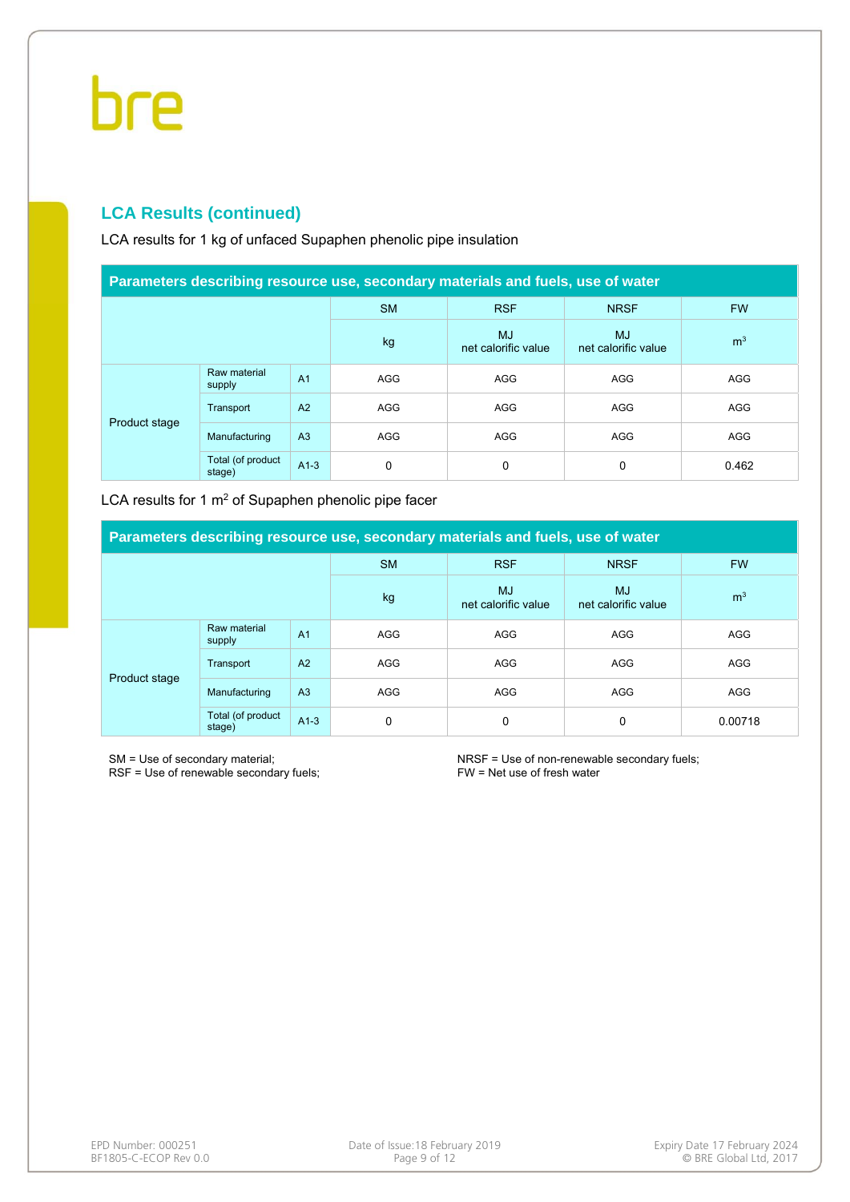## LCA Results (continued)

LCA results for 1 kg of unfaced Supaphen phenolic pipe insulation

| Parameters describing resource use, secondary materials and fuels, use of water | | | | | | |
|---|---|---|---|---|---|---|
| | | | SM | RSF | NRSF | FW |
| | | | kg | MJ net calorific value | MJ net calorific value | $m^3$ |
| Product stage | Raw material supply | A1 | AGG | AGG | AGG | AGG |
| | Transport | A2 | AGG | AGG | AGG | AGG |
| | Manufacturing | A3 | AGG | AGG | AGG | AGG |
| | Total (of product stage) | A1-3 | 0 | 0 | 0 | 0.462 |

LCA results for 1 $m^2$ of Supaphen phenolic pipe facer

| Parameters describing resource use, secondary materials and fuels, use of water | | | | | | |
|---|---|---|---|---|---|---|
| | | | SM | RSF | NRSF | FW |
| | | | kg | MJ net calorific value | MJ net calorific value | $m^3$ |
| Product stage | Raw material supply | A1 | AGG | AGG | AGG | AGG |
| | Transport | A2 | AGG | AGG | AGG | AGG |
| | Manufacturing | A3 | AGG | AGG | AGG | AGG |
| | Total (of product stage) | A1-3 | 0 | 0 | 0 | 0.00718 |

SM = Use of secondary material;
RSF = Use of renewable secondary fuels;
NRSF = Use of non-renewable secondary fuels;
FW = Net use of fresh water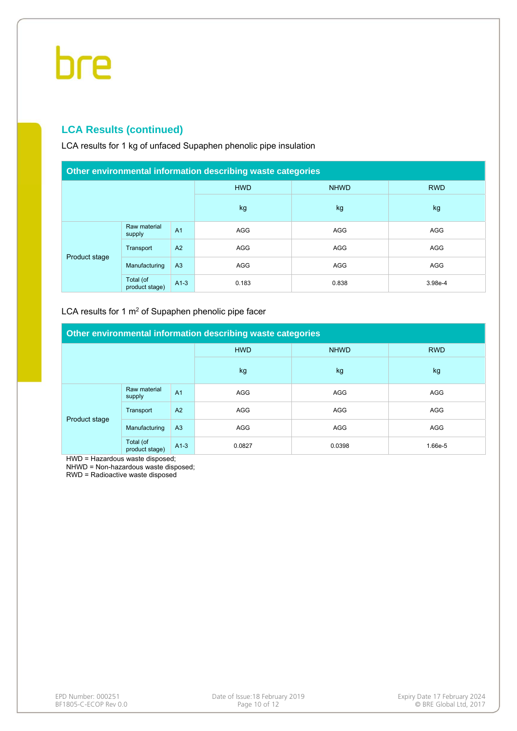## LCA Results (continued)

LCA results for 1 kg of unfaced Supaphen phenolic pipe insulation

| Other environmental information describing waste categories | | | | | |
|---|---|---|---|---|---|
| | | | HWD | NHWD | RWD |
| | | | kg | kg | kg |
| Product stage | Raw material supply | A1 | AGG | AGG | AGG |
| | Transport | A2 | AGG | AGG | AGG |
| | Manufacturing | A3 | AGG | AGG | AGG |
| | Total (of product stage) | A1-3 | 0.183 | 0.838 | 3.98e-4 |

LCA results for 1 $m^2$ of Supaphen phenolic pipe facer

| Other environmental information describing waste categories | | | | | |
|---|---|---|---|---|---|
| | | | HWD | NHWD | RWD |
| | | | kg | kg | kg |
| Product stage | Raw material supply | A1 | AGG | AGG | AGG |
| | Transport | A2 | AGG | AGG | AGG |
| | Manufacturing | A3 | AGG | AGG | AGG |
| | Total (of product stage) | A1-3 | 0.0827 | 0.0398 | 1.66e-5 |

HWD = Hazardous waste disposed;
NHWD = Non-hazardous waste disposed;
RWD = Radioactive waste disposed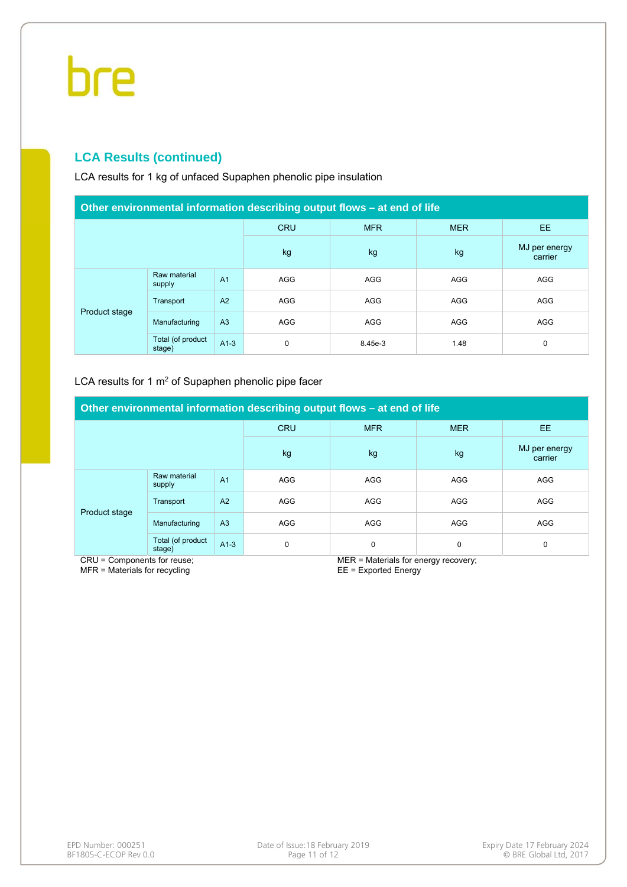## LCA Results (continued)

LCA results for 1 kg of unfaced Supaphen phenolic pipe insulation

| Other environmental information describing output flows – at end of life | | | | | | |
|---|---|---|---|---|---|---|
| | | | CRU | MFR | MER | EE |
| | | | kg | kg | kg | MJ per energy carrier |
| Product stage | Raw material supply | A1 | AGG | AGG | AGG | AGG |
| | Transport | A2 | AGG | AGG | AGG | AGG |
| | Manufacturing | A3 | AGG | AGG | AGG | AGG |
| | Total (of product stage) | A1-3 | 0 | 8.45e-3 | 1.48 | 0 |

LCA results for 1 m$^2$ of Supaphen phenolic pipe facer

| Other environmental information describing output flows – at end of life | | | | | | |
|---|---|---|---|---|---|---|
| | | | CRU | MFR | MER | EE |
| | | | kg | kg | kg | MJ per energy carrier |
| Product stage | Raw material supply | A1 | AGG | AGG | AGG | AGG |
| | Transport | A2 | AGG | AGG | AGG | AGG |
| | Manufacturing | A3 | AGG | AGG | AGG | AGG |
| | Total (of product stage) | A1-3 | 0 | 0 | 0 | 0 |

CRU = Components for reuse;
MFR = Materials for recycling
MER = Materials for energy recovery;
EE = Exported Energy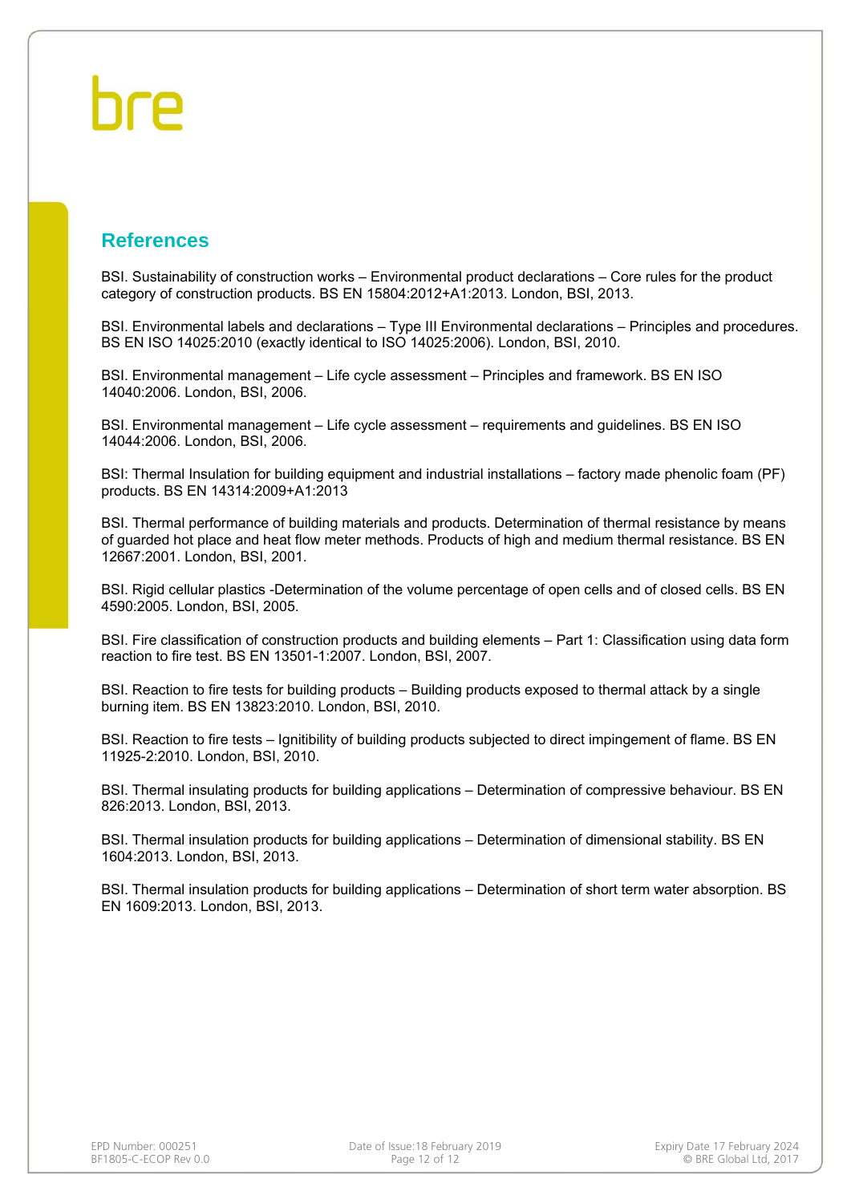## References

BSI. Sustainability of construction works – Environmental product declarations – Core rules for the product category of construction products. BS EN 15804:2012+A1:2013. London, BSI, 2013.

BSI. Environmental labels and declarations – Type III Environmental declarations – Principles and procedures. BS EN ISO 14025:2010 (exactly identical to ISO 14025:2006). London, BSI, 2010.

BSI. Environmental management – Life cycle assessment – Principles and framework. BS EN ISO 14040:2006. London, BSI, 2006.

BSI. Environmental management – Life cycle assessment – requirements and guidelines. BS EN ISO 14044:2006. London, BSI, 2006.

BSI: Thermal Insulation for building equipment and industrial installations – factory made phenolic foam (PF) products. BS EN 14314:2009+A1:2013

BSI. Thermal performance of building materials and products. Determination of thermal resistance by means of guarded hot place and heat flow meter methods. Products of high and medium thermal resistance. BS EN 12667:2001. London, BSI, 2001.

BSI. Rigid cellular plastics -Determination of the volume percentage of open cells and of closed cells. BS EN 4590:2005. London, BSI, 2005.

BSI. Fire classification of construction products and building elements – Part 1: Classification using data form reaction to fire test. BS EN 13501-1:2007. London, BSI, 2007.

BSI. Reaction to fire tests for building products – Building products exposed to thermal attack by a single burning item. BS EN 13823:2010. London, BSI, 2010.

BSI. Reaction to fire tests – Ignitibility of building products subjected to direct impingement of flame. BS EN 11925-2:2010. London, BSI, 2010.

BSI. Thermal insulating products for building applications – Determination of compressive behaviour. BS EN 826:2013. London, BSI, 2013.

BSI. Thermal insulation products for building applications – Determination of dimensional stability. BS EN 1604:2013. London, BSI, 2013.

BSI. Thermal insulation products for building applications – Determination of short term water absorption. BS EN 1609:2013. London, BSI, 2013.